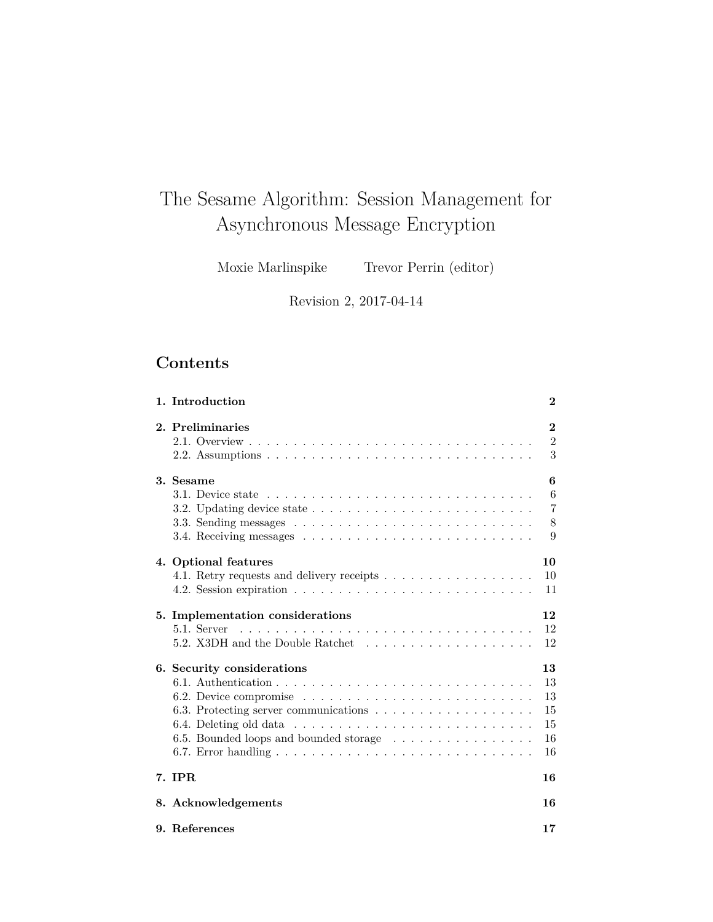# The Sesame Algorithm: Session Management for Asynchronous Message Encryption

Moxie Marlinspike Trevor Perrin (editor)

Revision 2, 2017-04-14

## Contents

**1. Introduction** **2**

**2. Preliminaries** **2**
- 2.1. Overview . . . . . . . . . . . . . . . . . . . . . . . . . . . . . . . 2
- 2.2. Assumptions . . . . . . . . . . . . . . . . . . . . . . . . . . . . . 3

**3. Sesame** **6**
- 3.1. Device state . . . . . . . . . . . . . . . . . . . . . . . . . . . . . 6
- 3.2. Updating device state . . . . . . . . . . . . . . . . . . . . . . . . 7
- 3.3. Sending messages . . . . . . . . . . . . . . . . . . . . . . . . . . 8
- 3.4. Receiving messages . . . . . . . . . . . . . . . . . . . . . . . . . 9

**4. Optional features** **10**
- 4.1. Retry requests and delivery receipts . . . . . . . . . . . . . . . . 10
- 4.2. Session expiration . . . . . . . . . . . . . . . . . . . . . . . . . . 11

**5. Implementation considerations** **12**
- 5.1. Server . . . . . . . . . . . . . . . . . . . . . . . . . . . . . . . . 12
- 5.2. X3DH and the Double Ratchet . . . . . . . . . . . . . . . . . . . 12

**6. Security considerations** **13**
- 6.1. Authentication . . . . . . . . . . . . . . . . . . . . . . . . . . . . 13
- 6.2. Device compromise . . . . . . . . . . . . . . . . . . . . . . . . . 13
- 6.3. Protecting server communications . . . . . . . . . . . . . . . . . 15
- 6.4. Deleting old data . . . . . . . . . . . . . . . . . . . . . . . . . . 15
- 6.5. Bounded loops and bounded storage . . . . . . . . . . . . . . . . 16
- 6.7. Error handling . . . . . . . . . . . . . . . . . . . . . . . . . . . . 16

**7. IPR** **16**

**8. Acknowledgements** **16**

**9. References** **17**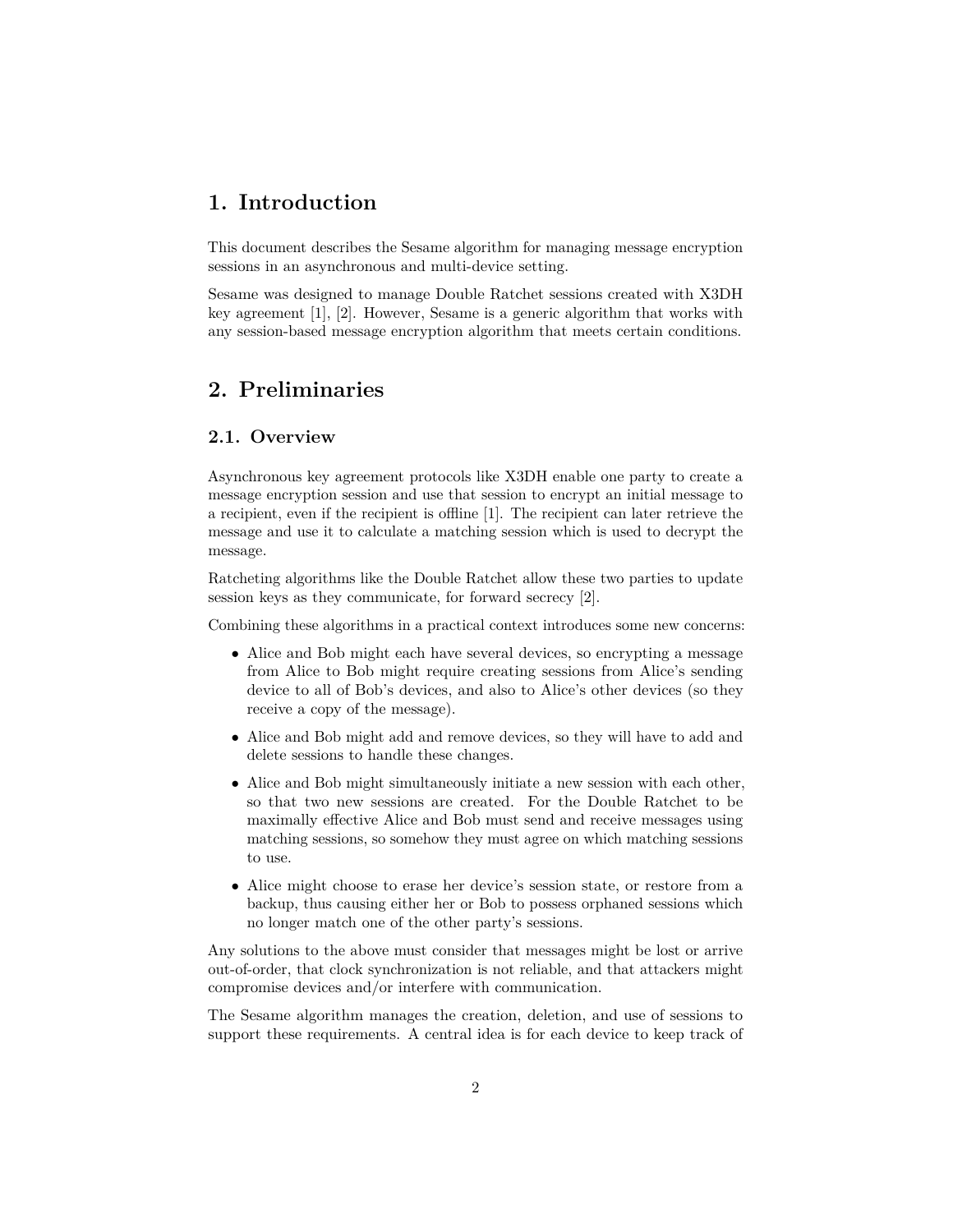# 1. Introduction

This document describes the Sesame algorithm for managing message encryption sessions in an asynchronous and multi-device setting.

Sesame was designed to manage Double Ratchet sessions created with X3DH key agreement [1], [2]. However, Sesame is a generic algorithm that works with any session-based message encryption algorithm that meets certain conditions.

# 2. Preliminaries

## 2.1. Overview

Asynchronous key agreement protocols like X3DH enable one party to create a message encryption session and use that session to encrypt an initial message to a recipient, even if the recipient is offline [1]. The recipient can later retrieve the message and use it to calculate a matching session which is used to decrypt the message.

Ratcheting algorithms like the Double Ratchet allow these two parties to update session keys as they communicate, for forward secrecy [2].

Combining these algorithms in a practical context introduces some new concerns:

- Alice and Bob might each have several devices, so encrypting a message from Alice to Bob might require creating sessions from Alice's sending device to all of Bob's devices, and also to Alice's other devices (so they receive a copy of the message).
- Alice and Bob might add and remove devices, so they will have to add and delete sessions to handle these changes.
- Alice and Bob might simultaneously initiate a new session with each other, so that two new sessions are created. For the Double Ratchet to be maximally effective Alice and Bob must send and receive messages using matching sessions, so somehow they must agree on which matching sessions to use.
- Alice might choose to erase her device's session state, or restore from a backup, thus causing either her or Bob to possess orphaned sessions which no longer match one of the other party's sessions.

Any solutions to the above must consider that messages might be lost or arrive out-of-order, that clock synchronization is not reliable, and that attackers might compromise devices and/or interfere with communication.

The Sesame algorithm manages the creation, deletion, and use of sessions to support these requirements. A central idea is for each device to keep track of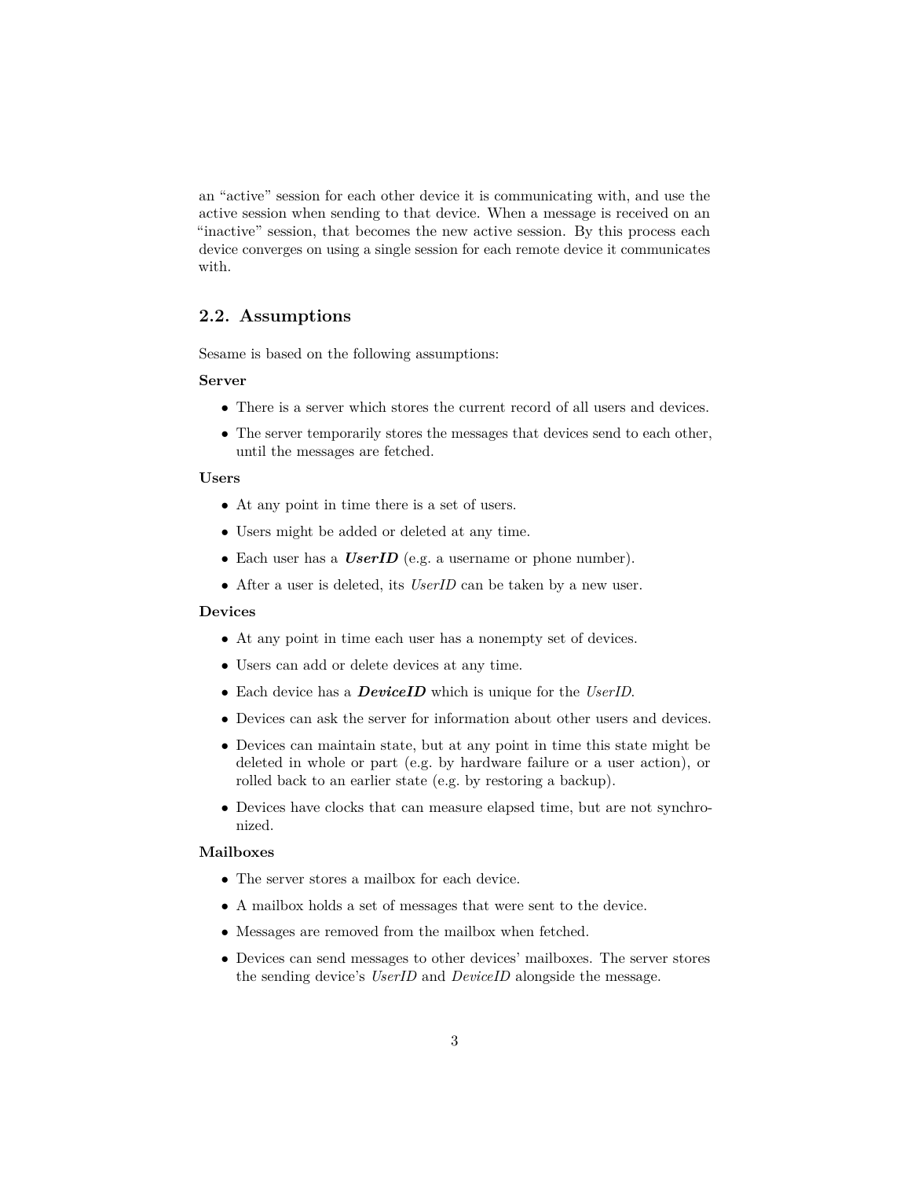an "active" session for each other device it is communicating with, and use the active session when sending to that device. When a message is received on an "inactive" session, that becomes the new active session. By this process each device converges on using a single session for each remote device it communicates with.

## 2.2. Assumptions

Sesame is based on the following assumptions:

**Server**

- There is a server which stores the current record of all users and devices.
- The server temporarily stores the messages that devices send to each other, until the messages are fetched.

**Users**

- At any point in time there is a set of users.
- Users might be added or deleted at any time.
- Each user has a ***UserID*** (e.g. a username or phone number).
- After a user is deleted, its *UserID* can be taken by a new user.

**Devices**

- At any point in time each user has a nonempty set of devices.
- Users can add or delete devices at any time.
- Each device has a ***DeviceID*** which is unique for the *UserID*.
- Devices can ask the server for information about other users and devices.
- Devices can maintain state, but at any point in time this state might be deleted in whole or part (e.g. by hardware failure or a user action), or rolled back to an earlier state (e.g. by restoring a backup).
- Devices have clocks that can measure elapsed time, but are not synchronized.

**Mailboxes**

- The server stores a mailbox for each device.
- A mailbox holds a set of messages that were sent to the device.
- Messages are removed from the mailbox when fetched.
- Devices can send messages to other devices' mailboxes. The server stores the sending device's *UserID* and *DeviceID* alongside the message.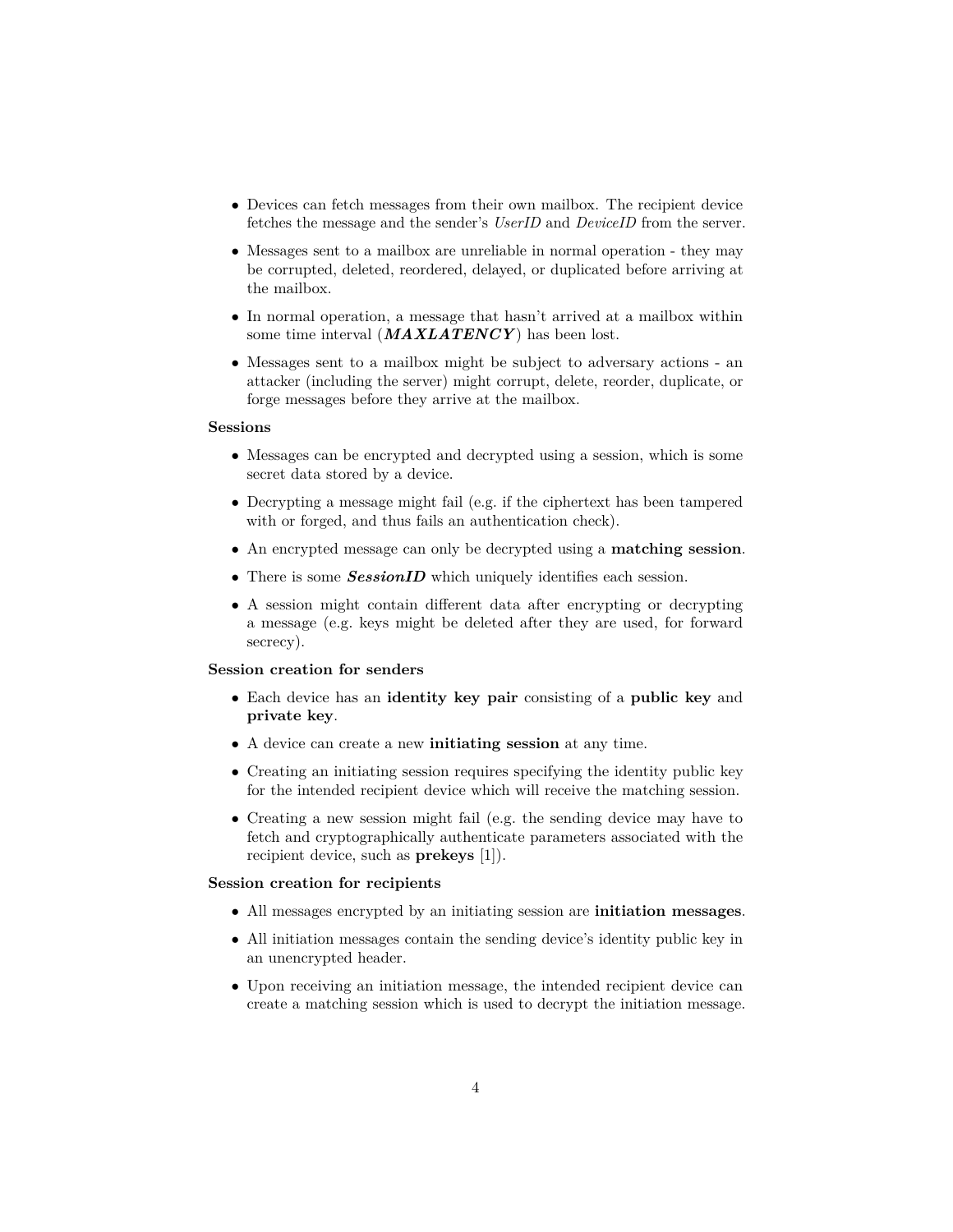- Devices can fetch messages from their own mailbox. The recipient device fetches the message and the sender's *UserID* and *DeviceID* from the server.
- Messages sent to a mailbox are unreliable in normal operation - they may be corrupted, deleted, reordered, delayed, or duplicated before arriving at the mailbox.
- In normal operation, a message that hasn't arrived at a mailbox within some time interval (***MAXLATENCY***) has been lost.
- Messages sent to a mailbox might be subject to adversary actions - an attacker (including the server) might corrupt, delete, reorder, duplicate, or forge messages before they arrive at the mailbox.

**Sessions**

- Messages can be encrypted and decrypted using a session, which is some secret data stored by a device.
- Decrypting a message might fail (e.g. if the ciphertext has been tampered with or forged, and thus fails an authentication check).
- An encrypted message can only be decrypted using a **matching session**.
- There is some ***SessionID*** which uniquely identifies each session.
- A session might contain different data after encrypting or decrypting a message (e.g. keys might be deleted after they are used, for forward secrecy).

**Session creation for senders**

- Each device has an **identity key pair** consisting of a **public key** and **private key**.
- A device can create a new **initiating session** at any time.
- Creating an initiating session requires specifying the identity public key for the intended recipient device which will receive the matching session.
- Creating a new session might fail (e.g. the sending device may have to fetch and cryptographically authenticate parameters associated with the recipient device, such as **prekeys** [1]).

**Session creation for recipients**

- All messages encrypted by an initiating session are **initiation messages**.
- All initiation messages contain the sending device's identity public key in an unencrypted header.
- Upon receiving an initiation message, the intended recipient device can create a matching session which is used to decrypt the initiation message.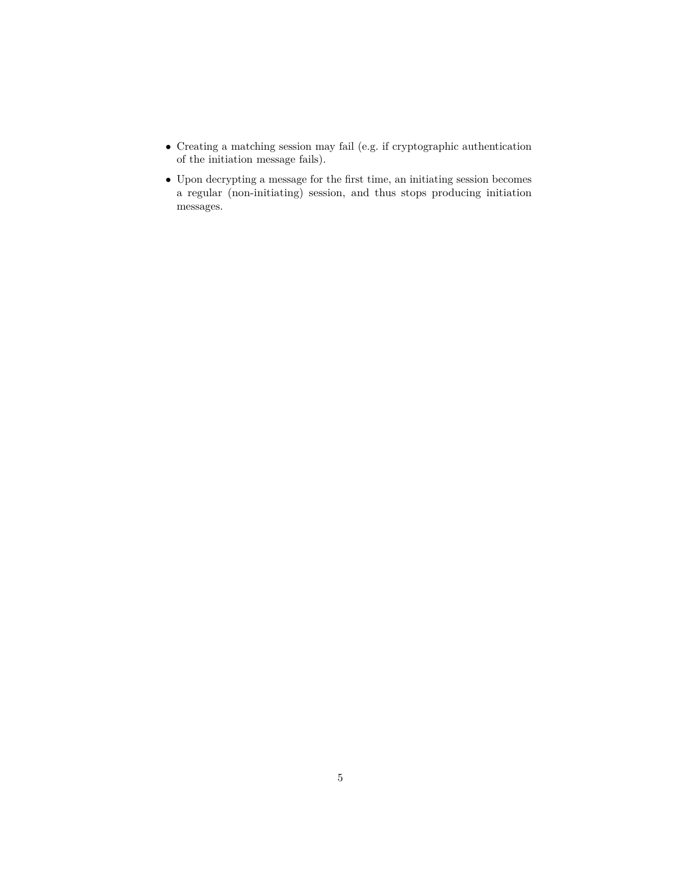- Creating a matching session may fail (e.g. if cryptographic authentication of the initiation message fails).
- Upon decrypting a message for the first time, an initiating session becomes a regular (non-initiating) session, and thus stops producing initiation messages.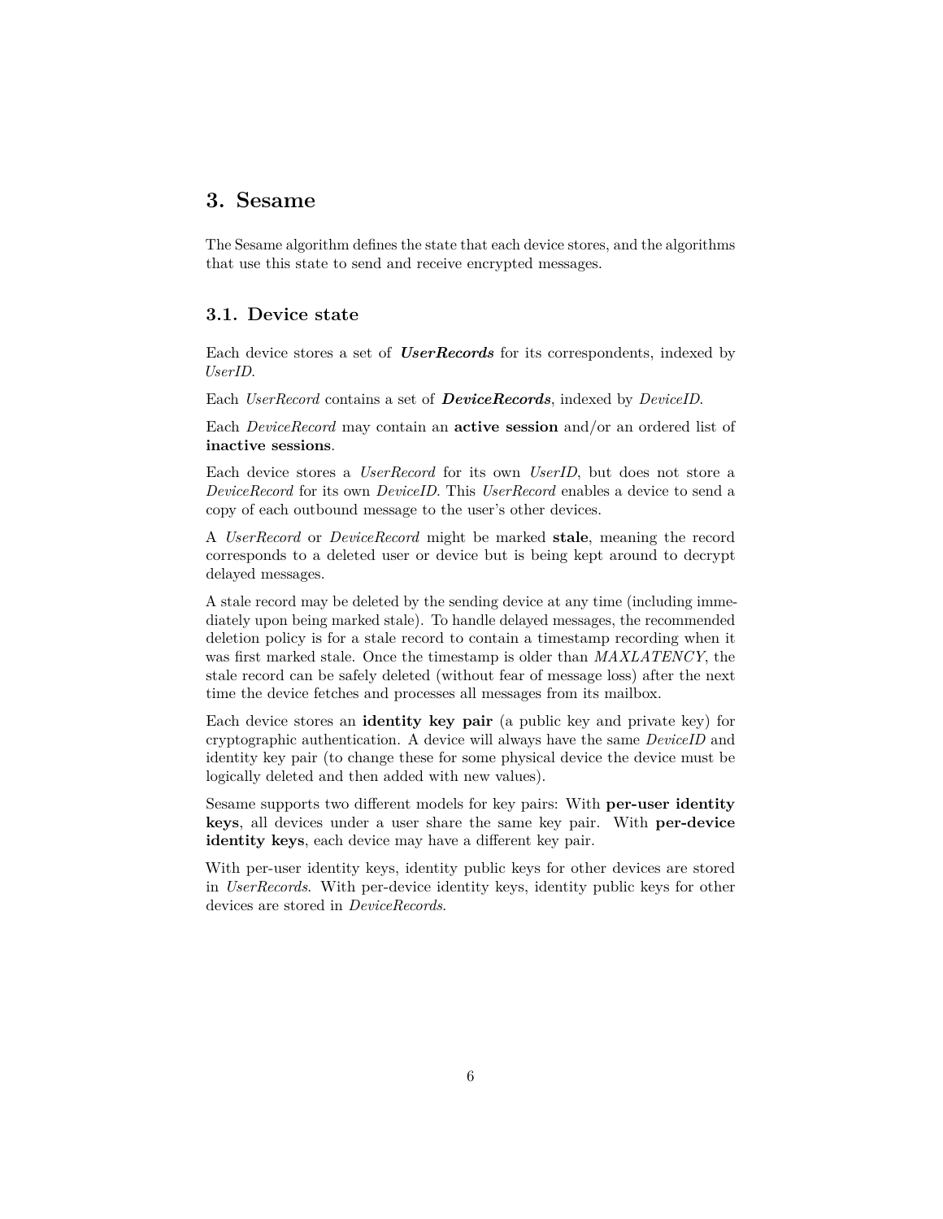# 3. Sesame

The Sesame algorithm defines the state that each device stores, and the algorithms that use this state to send and receive encrypted messages.

## 3.1. Device state

Each device stores a set of ***UserRecords*** for its correspondents, indexed by *UserID*.

Each *UserRecord* contains a set of ***DeviceRecords***, indexed by *DeviceID*.

Each *DeviceRecord* may contain an **active session** and/or an ordered list of **inactive sessions**.

Each device stores a *UserRecord* for its own *UserID*, but does not store a *DeviceRecord* for its own *DeviceID*. This *UserRecord* enables a device to send a copy of each outbound message to the user's other devices.

A *UserRecord* or *DeviceRecord* might be marked **stale**, meaning the record corresponds to a deleted user or device but is being kept around to decrypt delayed messages.

A stale record may be deleted by the sending device at any time (including immediately upon being marked stale). To handle delayed messages, the recommended deletion policy is for a stale record to contain a timestamp recording when it was first marked stale. Once the timestamp is older than *MAXLATENCY*, the stale record can be safely deleted (without fear of message loss) after the next time the device fetches and processes all messages from its mailbox.

Each device stores an **identity key pair** (a public key and private key) for cryptographic authentication. A device will always have the same *DeviceID* and identity key pair (to change these for some physical device the device must be logically deleted and then added with new values).

Sesame supports two different models for key pairs: With **per-user identity keys**, all devices under a user share the same key pair. With **per-device identity keys**, each device may have a different key pair.

With per-user identity keys, identity public keys for other devices are stored in *UserRecords*. With per-device identity keys, identity public keys for other devices are stored in *DeviceRecords*.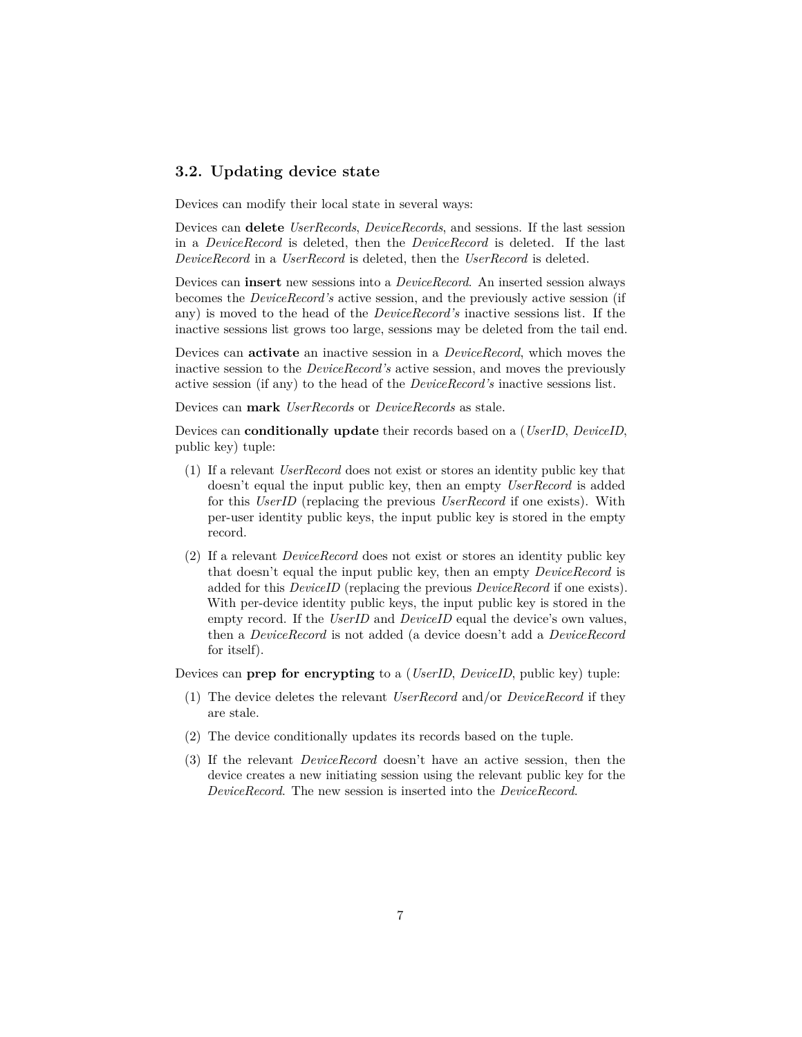### 3.2. Updating device state

Devices can modify their local state in several ways:

Devices can **delete** *UserRecords*, *DeviceRecords*, and sessions. If the last session in a *DeviceRecord* is deleted, then the *DeviceRecord* is deleted. If the last *DeviceRecord* in a *UserRecord* is deleted, then the *UserRecord* is deleted.

Devices can **insert** new sessions into a *DeviceRecord*. An inserted session always becomes the *DeviceRecord's* active session, and the previously active session (if any) is moved to the head of the *DeviceRecord's* inactive sessions list. If the inactive sessions list grows too large, sessions may be deleted from the tail end.

Devices can **activate** an inactive session in a *DeviceRecord*, which moves the inactive session to the *DeviceRecord's* active session, and moves the previously active session (if any) to the head of the *DeviceRecord's* inactive sessions list.

Devices can **mark** *UserRecords* or *DeviceRecords* as stale.

Devices can **conditionally update** their records based on a (*UserID*, *DeviceID*, public key) tuple:

(1) If a relevant *UserRecord* does not exist or stores an identity public key that doesn't equal the input public key, then an empty *UserRecord* is added for this *UserID* (replacing the previous *UserRecord* if one exists). With per-user identity public keys, the input public key is stored in the empty record.

(2) If a relevant *DeviceRecord* does not exist or stores an identity public key that doesn't equal the input public key, then an empty *DeviceRecord* is added for this *DeviceID* (replacing the previous *DeviceRecord* if one exists). With per-device identity public keys, the input public key is stored in the empty record. If the *UserID* and *DeviceID* equal the device's own values, then a *DeviceRecord* is not added (a device doesn't add a *DeviceRecord* for itself).

Devices can **prep for encrypting** to a (*UserID*, *DeviceID*, public key) tuple:

(1) The device deletes the relevant *UserRecord* and/or *DeviceRecord* if they are stale.

(2) The device conditionally updates its records based on the tuple.

(3) If the relevant *DeviceRecord* doesn't have an active session, then the device creates a new initiating session using the relevant public key for the *DeviceRecord*. The new session is inserted into the *DeviceRecord*.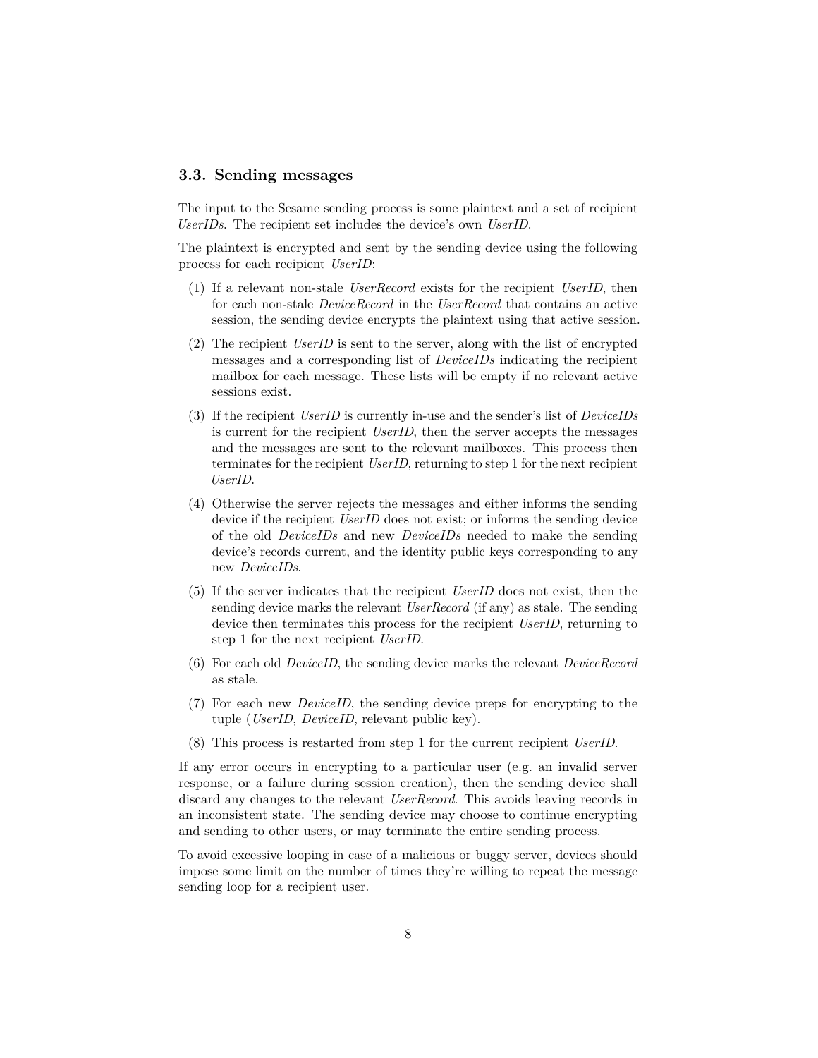### 3.3. Sending messages

The input to the Sesame sending process is some plaintext and a set of recipient *UserIDs*. The recipient set includes the device's own *UserID*.

The plaintext is encrypted and sent by the sending device using the following process for each recipient *UserID*:

(1) If a relevant non-stale *UserRecord* exists for the recipient *UserID*, then for each non-stale *DeviceRecord* in the *UserRecord* that contains an active session, the sending device encrypts the plaintext using that active session.

(2) The recipient *UserID* is sent to the server, along with the list of encrypted messages and a corresponding list of *DeviceIDs* indicating the recipient mailbox for each message. These lists will be empty if no relevant active sessions exist.

(3) If the recipient *UserID* is currently in-use and the sender's list of *DeviceIDs* is current for the recipient *UserID*, then the server accepts the messages and the messages are sent to the relevant mailboxes. This process then terminates for the recipient *UserID*, returning to step 1 for the next recipient *UserID*.

(4) Otherwise the server rejects the messages and either informs the sending device if the recipient *UserID* does not exist; or informs the sending device of the old *DeviceIDs* and new *DeviceIDs* needed to make the sending device's records current, and the identity public keys corresponding to any new *DeviceIDs*.

(5) If the server indicates that the recipient *UserID* does not exist, then the sending device marks the relevant *UserRecord* (if any) as stale. The sending device then terminates this process for the recipient *UserID*, returning to step 1 for the next recipient *UserID*.

(6) For each old *DeviceID*, the sending device marks the relevant *DeviceRecord* as stale.

(7) For each new *DeviceID*, the sending device preps for encrypting to the tuple (*UserID*, *DeviceID*, relevant public key).

(8) This process is restarted from step 1 for the current recipient *UserID*.

If any error occurs in encrypting to a particular user (e.g. an invalid server response, or a failure during session creation), then the sending device shall discard any changes to the relevant *UserRecord*. This avoids leaving records in an inconsistent state. The sending device may choose to continue encrypting and sending to other users, or may terminate the entire sending process.

To avoid excessive looping in case of a malicious or buggy server, devices should impose some limit on the number of times they're willing to repeat the message sending loop for a recipient user.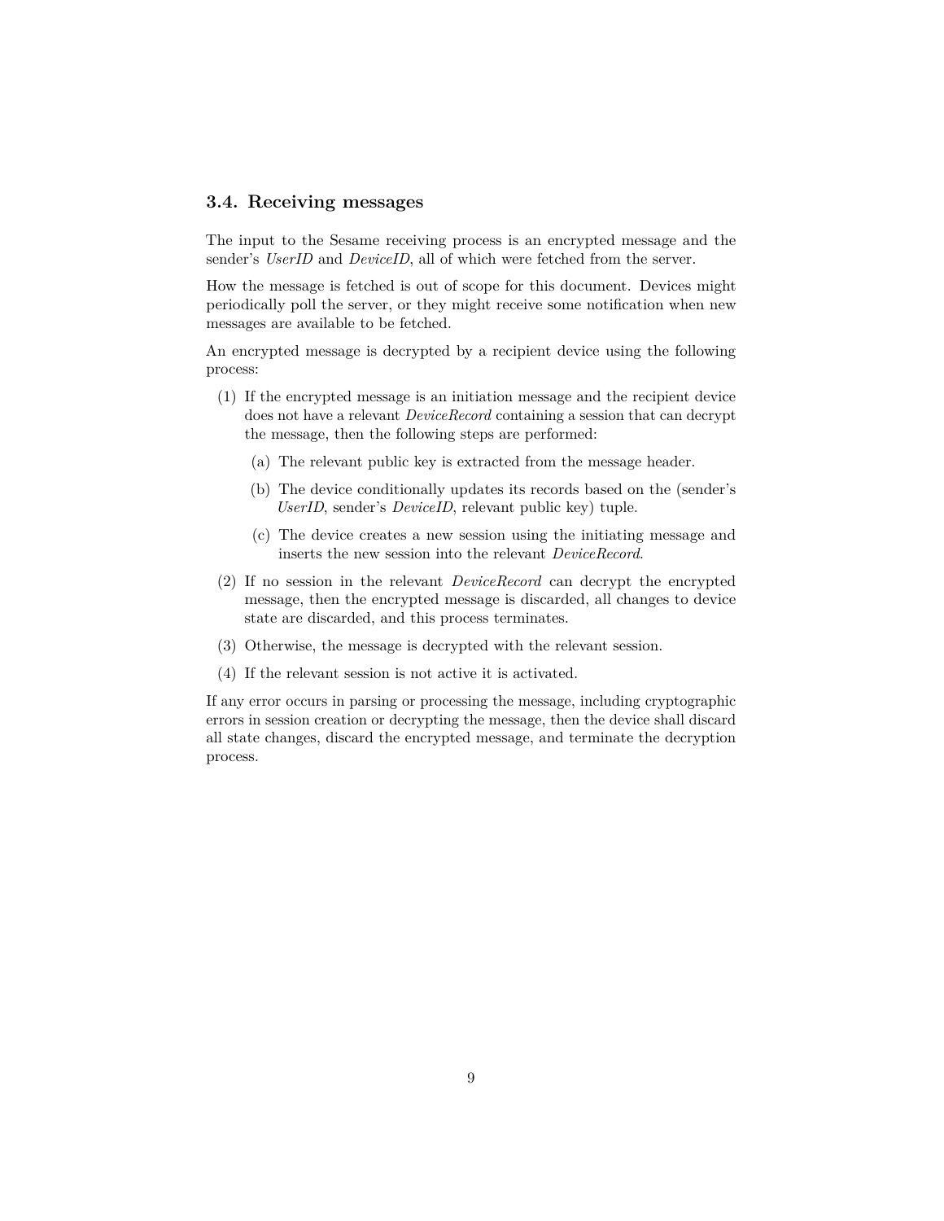### 3.4. Receiving messages

The input to the Sesame receiving process is an encrypted message and the sender's *UserID* and *DeviceID*, all of which were fetched from the server.

How the message is fetched is out of scope for this document. Devices might periodically poll the server, or they might receive some notification when new messages are available to be fetched.

An encrypted message is decrypted by a recipient device using the following process:

(1) If the encrypted message is an initiation message and the recipient device does not have a relevant *DeviceRecord* containing a session that can decrypt the message, then the following steps are performed:

  (a) The relevant public key is extracted from the message header.

  (b) The device conditionally updates its records based on the (sender's *UserID*, sender's *DeviceID*, relevant public key) tuple.

  (c) The device creates a new session using the initiating message and inserts the new session into the relevant *DeviceRecord*.

(2) If no session in the relevant *DeviceRecord* can decrypt the encrypted message, then the encrypted message is discarded, all changes to device state are discarded, and this process terminates.

(3) Otherwise, the message is decrypted with the relevant session.

(4) If the relevant session is not active it is activated.

If any error occurs in parsing or processing the message, including cryptographic errors in session creation or decrypting the message, then the device shall discard all state changes, discard the encrypted message, and terminate the decryption process.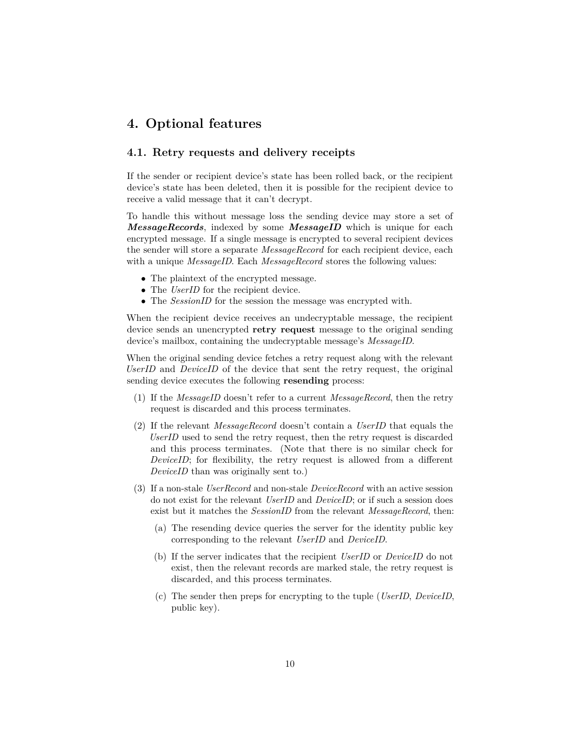# 4. Optional features

## 4.1. Retry requests and delivery receipts

If the sender or recipient device's state has been rolled back, or the recipient device's state has been deleted, then it is possible for the recipient device to receive a valid message that it can't decrypt.

To handle this without message loss the sending device may store a set of ***MessageRecords***, indexed by some ***MessageID*** which is unique for each encrypted message. If a single message is encrypted to several recipient devices the sender will store a separate *MessageRecord* for each recipient device, each with a unique *MessageID*. Each *MessageRecord* stores the following values:

- The plaintext of the encrypted message.
- The *UserID* for the recipient device.
- The *SessionID* for the session the message was encrypted with.

When the recipient device receives an undecryptable message, the recipient device sends an unencrypted **retry request** message to the original sending device's mailbox, containing the undecryptable message's *MessageID*.

When the original sending device fetches a retry request along with the relevant *UserID* and *DeviceID* of the device that sent the retry request, the original sending device executes the following **resending** process:

(1) If the *MessageID* doesn't refer to a current *MessageRecord*, then the retry request is discarded and this process terminates.

(2) If the relevant *MessageRecord* doesn't contain a *UserID* that equals the *UserID* used to send the retry request, then the retry request is discarded and this process terminates. (Note that there is no similar check for *DeviceID*; for flexibility, the retry request is allowed from a different *DeviceID* than was originally sent to.)

(3) If a non-stale *UserRecord* and non-stale *DeviceRecord* with an active session do not exist for the relevant *UserID* and *DeviceID*; or if such a session does exist but it matches the *SessionID* from the relevant *MessageRecord*, then:

   (a) The resending device queries the server for the identity public key corresponding to the relevant *UserID* and *DeviceID*.

   (b) If the server indicates that the recipient *UserID* or *DeviceID* do not exist, then the relevant records are marked stale, the retry request is discarded, and this process terminates.

   (c) The sender then preps for encrypting to the tuple (*UserID*, *DeviceID*, public key).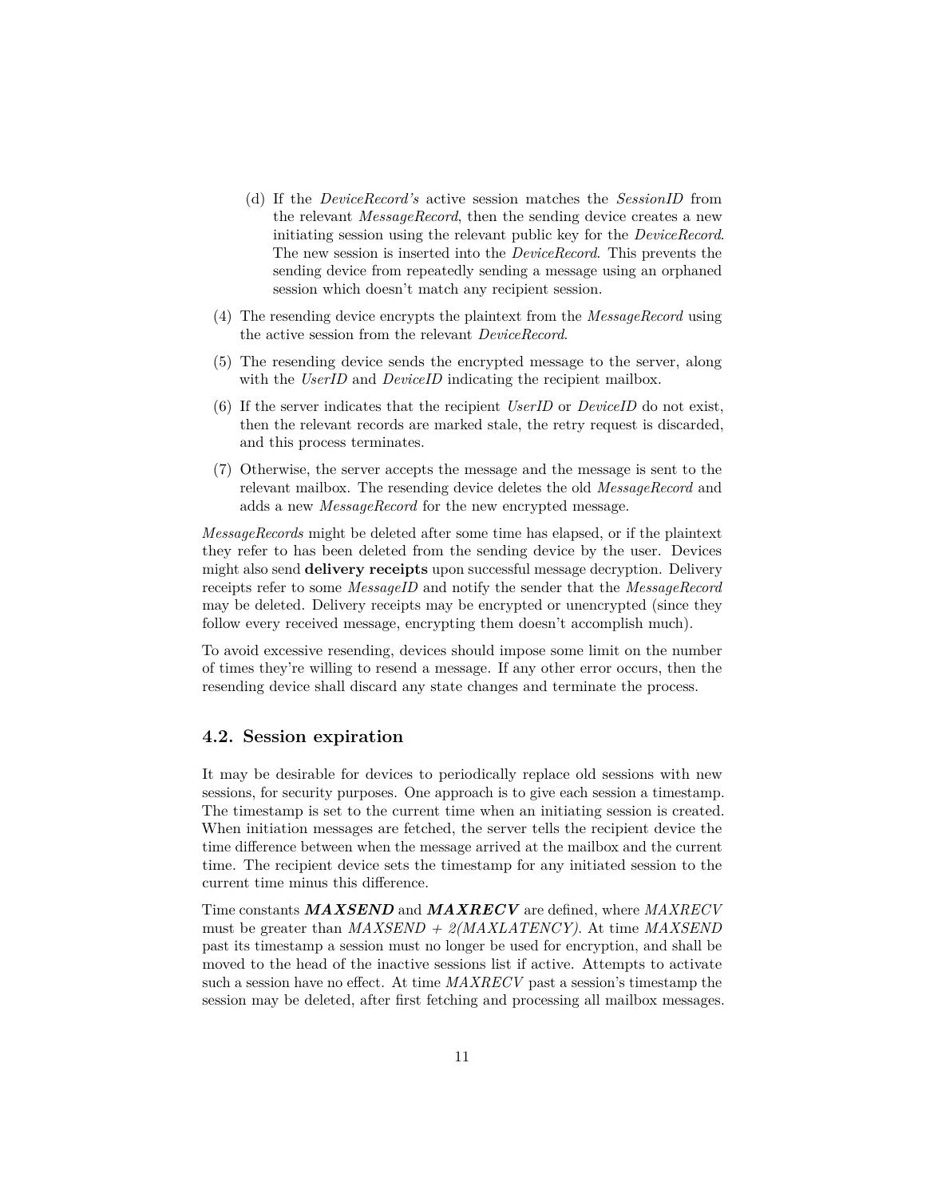(d) If the *DeviceRecord's* active session matches the *SessionID* from the relevant *MessageRecord*, then the sending device creates a new initiating session using the relevant public key for the *DeviceRecord*. The new session is inserted into the *DeviceRecord*. This prevents the sending device from repeatedly sending a message using an orphaned session which doesn't match any recipient session.

(4) The resending device encrypts the plaintext from the *MessageRecord* using the active session from the relevant *DeviceRecord*.

(5) The resending device sends the encrypted message to the server, along with the *UserID* and *DeviceID* indicating the recipient mailbox.

(6) If the server indicates that the recipient *UserID* or *DeviceID* do not exist, then the relevant records are marked stale, the retry request is discarded, and this process terminates.

(7) Otherwise, the server accepts the message and the message is sent to the relevant mailbox. The resending device deletes the old *MessageRecord* and adds a new *MessageRecord* for the new encrypted message.

*MessageRecords* might be deleted after some time has elapsed, or if the plaintext they refer to has been deleted from the sending device by the user. Devices might also send **delivery receipts** upon successful message decryption. Delivery receipts refer to some *MessageID* and notify the sender that the *MessageRecord* may be deleted. Delivery receipts may be encrypted or unencrypted (since they follow every received message, encrypting them doesn't accomplish much).

To avoid excessive resending, devices should impose some limit on the number of times they're willing to resend a message. If any other error occurs, then the resending device shall discard any state changes and terminate the process.

## 4.2. Session expiration

It may be desirable for devices to periodically replace old sessions with new sessions, for security purposes. One approach is to give each session a timestamp. The timestamp is set to the current time when an initiating session is created. When initiation messages are fetched, the server tells the recipient device the time difference between when the message arrived at the mailbox and the current time. The recipient device sets the timestamp for any initiated session to the current time minus this difference.

Time constants ***MAXSEND*** and ***MAXRECV*** are defined, where *MAXRECV* must be greater than *MAXSEND + 2(MAXLATENCY)*. At time *MAXSEND* past its timestamp a session must no longer be used for encryption, and shall be moved to the head of the inactive sessions list if active. Attempts to activate such a session have no effect. At time *MAXRECV* past a session's timestamp the session may be deleted, after first fetching and processing all mailbox messages.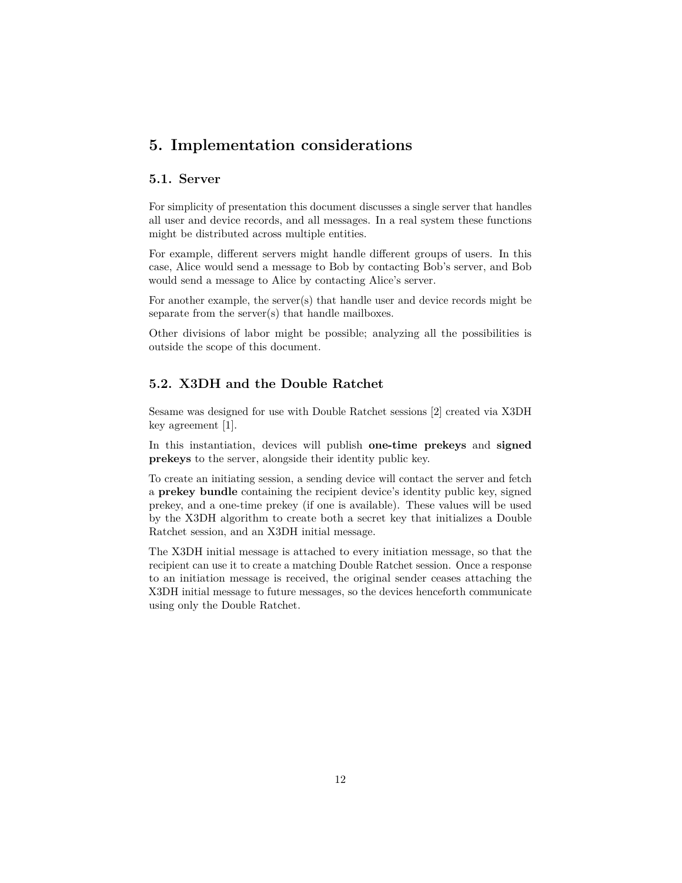# 5. Implementation considerations

## 5.1. Server

For simplicity of presentation this document discusses a single server that handles all user and device records, and all messages. In a real system these functions might be distributed across multiple entities.

For example, different servers might handle different groups of users. In this case, Alice would send a message to Bob by contacting Bob's server, and Bob would send a message to Alice by contacting Alice's server.

For another example, the server(s) that handle user and device records might be separate from the server(s) that handle mailboxes.

Other divisions of labor might be possible; analyzing all the possibilities is outside the scope of this document.

## 5.2. X3DH and the Double Ratchet

Sesame was designed for use with Double Ratchet sessions [2] created via X3DH key agreement [1].

In this instantiation, devices will publish **one-time prekeys** and **signed prekeys** to the server, alongside their identity public key.

To create an initiating session, a sending device will contact the server and fetch a **prekey bundle** containing the recipient device's identity public key, signed prekey, and a one-time prekey (if one is available). These values will be used by the X3DH algorithm to create both a secret key that initializes a Double Ratchet session, and an X3DH initial message.

The X3DH initial message is attached to every initiation message, so that the recipient can use it to create a matching Double Ratchet session. Once a response to an initiation message is received, the original sender ceases attaching the X3DH initial message to future messages, so the devices henceforth communicate using only the Double Ratchet.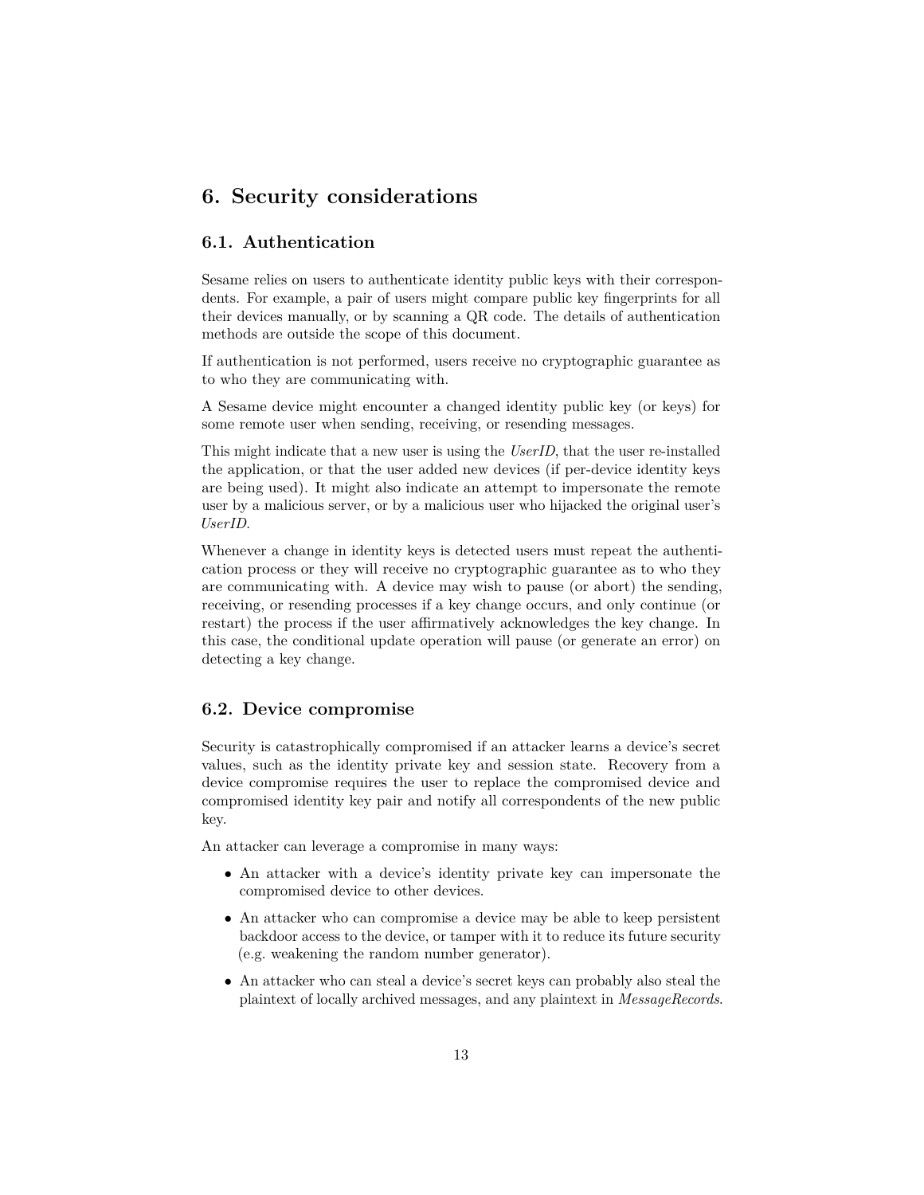# 6. Security considerations

## 6.1. Authentication

Sesame relies on users to authenticate identity public keys with their correspondents. For example, a pair of users might compare public key fingerprints for all their devices manually, or by scanning a QR code. The details of authentication methods are outside the scope of this document.

If authentication is not performed, users receive no cryptographic guarantee as to who they are communicating with.

A Sesame device might encounter a changed identity public key (or keys) for some remote user when sending, receiving, or resending messages.

This might indicate that a new user is using the *UserID*, that the user re-installed the application, or that the user added new devices (if per-device identity keys are being used). It might also indicate an attempt to impersonate the remote user by a malicious server, or by a malicious user who hijacked the original user's *UserID*.

Whenever a change in identity keys is detected users must repeat the authentication process or they will receive no cryptographic guarantee as to who they are communicating with. A device may wish to pause (or abort) the sending, receiving, or resending processes if a key change occurs, and only continue (or restart) the process if the user affirmatively acknowledges the key change. In this case, the conditional update operation will pause (or generate an error) on detecting a key change.

## 6.2. Device compromise

Security is catastrophically compromised if an attacker learns a device's secret values, such as the identity private key and session state. Recovery from a device compromise requires the user to replace the compromised device and compromised identity key pair and notify all correspondents of the new public key.

An attacker can leverage a compromise in many ways:

- An attacker with a device's identity private key can impersonate the compromised device to other devices.
- An attacker who can compromise a device may be able to keep persistent backdoor access to the device, or tamper with it to reduce its future security (e.g. weakening the random number generator).
- An attacker who can steal a device's secret keys can probably also steal the plaintext of locally archived messages, and any plaintext in *MessageRecords*.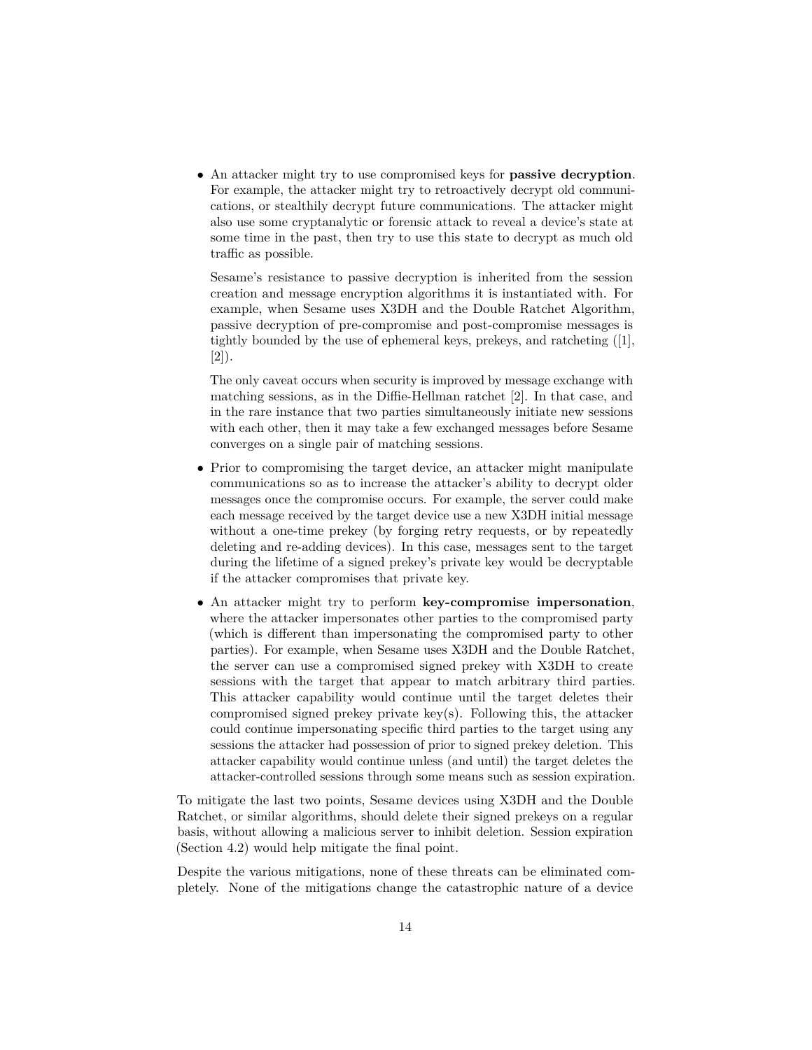- An attacker might try to use compromised keys for **passive decryption**. For example, the attacker might try to retroactively decrypt old communications, or stealthily decrypt future communications. The attacker might also use some cryptanalytic or forensic attack to reveal a device's state at some time in the past, then try to use this state to decrypt as much old traffic as possible.

  Sesame's resistance to passive decryption is inherited from the session creation and message encryption algorithms it is instantiated with. For example, when Sesame uses X3DH and the Double Ratchet Algorithm, passive decryption of pre-compromise and post-compromise messages is tightly bounded by the use of ephemeral keys, prekeys, and ratcheting ([1], [2]).

  The only caveat occurs when security is improved by message exchange with matching sessions, as in the Diffie-Hellman ratchet [2]. In that case, and in the rare instance that two parties simultaneously initiate new sessions with each other, then it may take a few exchanged messages before Sesame converges on a single pair of matching sessions.

- Prior to compromising the target device, an attacker might manipulate communications so as to increase the attacker's ability to decrypt older messages once the compromise occurs. For example, the server could make each message received by the target device use a new X3DH initial message without a one-time prekey (by forging retry requests, or by repeatedly deleting and re-adding devices). In this case, messages sent to the target during the lifetime of a signed prekey's private key would be decryptable if the attacker compromises that private key.

- An attacker might try to perform **key-compromise impersonation**, where the attacker impersonates other parties to the compromised party (which is different than impersonating the compromised party to other parties). For example, when Sesame uses X3DH and the Double Ratchet, the server can use a compromised signed prekey with X3DH to create sessions with the target that appear to match arbitrary third parties. This attacker capability would continue until the target deletes their compromised signed prekey private key(s). Following this, the attacker could continue impersonating specific third parties to the target using any sessions the attacker had possession of prior to signed prekey deletion. This attacker capability would continue unless (and until) the target deletes the attacker-controlled sessions through some means such as session expiration.

To mitigate the last two points, Sesame devices using X3DH and the Double Ratchet, or similar algorithms, should delete their signed prekeys on a regular basis, without allowing a malicious server to inhibit deletion. Session expiration (Section 4.2) would help mitigate the final point.

Despite the various mitigations, none of these threats can be eliminated completely. None of the mitigations change the catastrophic nature of a device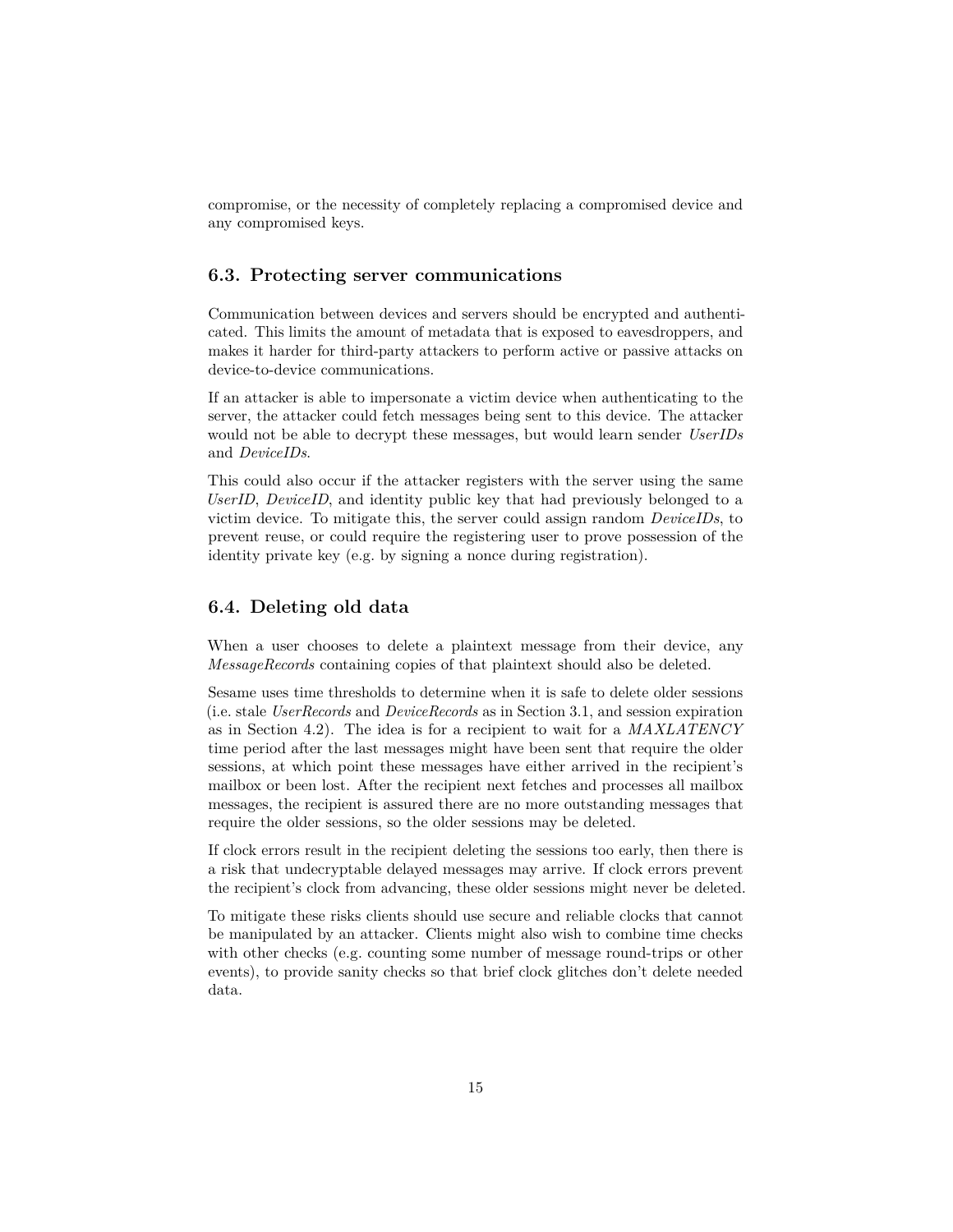compromise, or the necessity of completely replacing a compromised device and any compromised keys.

## 6.3. Protecting server communications

Communication between devices and servers should be encrypted and authenticated. This limits the amount of metadata that is exposed to eavesdroppers, and makes it harder for third-party attackers to perform active or passive attacks on device-to-device communications.

If an attacker is able to impersonate a victim device when authenticating to the server, the attacker could fetch messages being sent to this device. The attacker would not be able to decrypt these messages, but would learn sender *UserIDs* and *DeviceIDs*.

This could also occur if the attacker registers with the server using the same *UserID*, *DeviceID*, and identity public key that had previously belonged to a victim device. To mitigate this, the server could assign random *DeviceIDs*, to prevent reuse, or could require the registering user to prove possession of the identity private key (e.g. by signing a nonce during registration).

## 6.4. Deleting old data

When a user chooses to delete a plaintext message from their device, any *MessageRecords* containing copies of that plaintext should also be deleted.

Sesame uses time thresholds to determine when it is safe to delete older sessions (i.e. stale *UserRecords* and *DeviceRecords* as in Section 3.1, and session expiration as in Section 4.2). The idea is for a recipient to wait for a *MAXLATENCY* time period after the last messages might have been sent that require the older sessions, at which point these messages have either arrived in the recipient's mailbox or been lost. After the recipient next fetches and processes all mailbox messages, the recipient is assured there are no more outstanding messages that require the older sessions, so the older sessions may be deleted.

If clock errors result in the recipient deleting the sessions too early, then there is a risk that undecryptable delayed messages may arrive. If clock errors prevent the recipient's clock from advancing, these older sessions might never be deleted.

To mitigate these risks clients should use secure and reliable clocks that cannot be manipulated by an attacker. Clients might also wish to combine time checks with other checks (e.g. counting some number of message round-trips or other events), to provide sanity checks so that brief clock glitches don't delete needed data.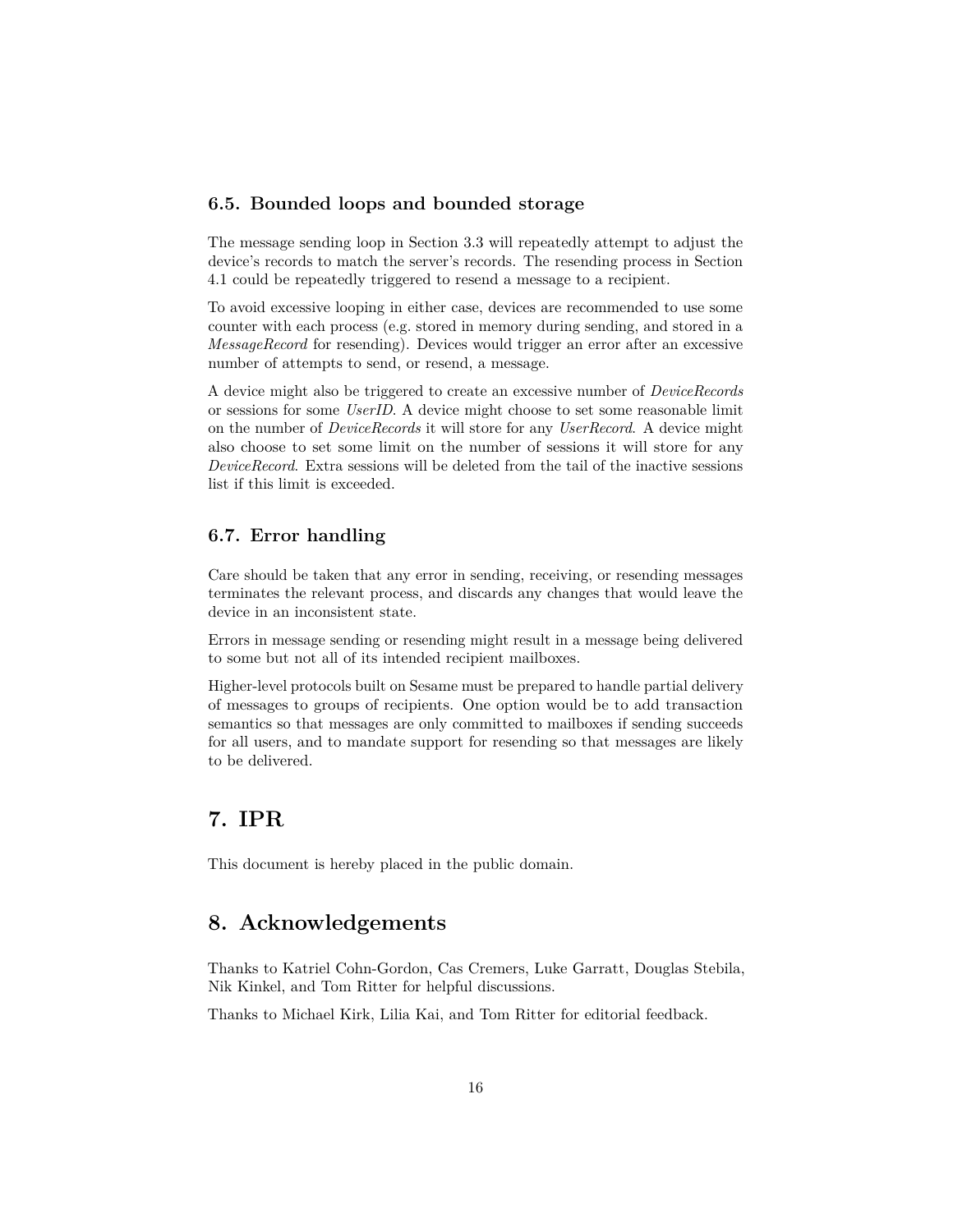### 6.5. Bounded loops and bounded storage

The message sending loop in Section 3.3 will repeatedly attempt to adjust the device's records to match the server's records. The resending process in Section 4.1 could be repeatedly triggered to resend a message to a recipient.

To avoid excessive looping in either case, devices are recommended to use some counter with each process (e.g. stored in memory during sending, and stored in a *MessageRecord* for resending). Devices would trigger an error after an excessive number of attempts to send, or resend, a message.

A device might also be triggered to create an excessive number of *DeviceRecords* or sessions for some *UserID*. A device might choose to set some reasonable limit on the number of *DeviceRecords* it will store for any *UserRecord*. A device might also choose to set some limit on the number of sessions it will store for any *DeviceRecord*. Extra sessions will be deleted from the tail of the inactive sessions list if this limit is exceeded.

### 6.7. Error handling

Care should be taken that any error in sending, receiving, or resending messages terminates the relevant process, and discards any changes that would leave the device in an inconsistent state.

Errors in message sending or resending might result in a message being delivered to some but not all of its intended recipient mailboxes.

Higher-level protocols built on Sesame must be prepared to handle partial delivery of messages to groups of recipients. One option would be to add transaction semantics so that messages are only committed to mailboxes if sending succeeds for all users, and to mandate support for resending so that messages are likely to be delivered.

## 7. IPR

This document is hereby placed in the public domain.

## 8. Acknowledgements

Thanks to Katriel Cohn-Gordon, Cas Cremers, Luke Garratt, Douglas Stebila, Nik Kinkel, and Tom Ritter for helpful discussions.

Thanks to Michael Kirk, Lilia Kai, and Tom Ritter for editorial feedback.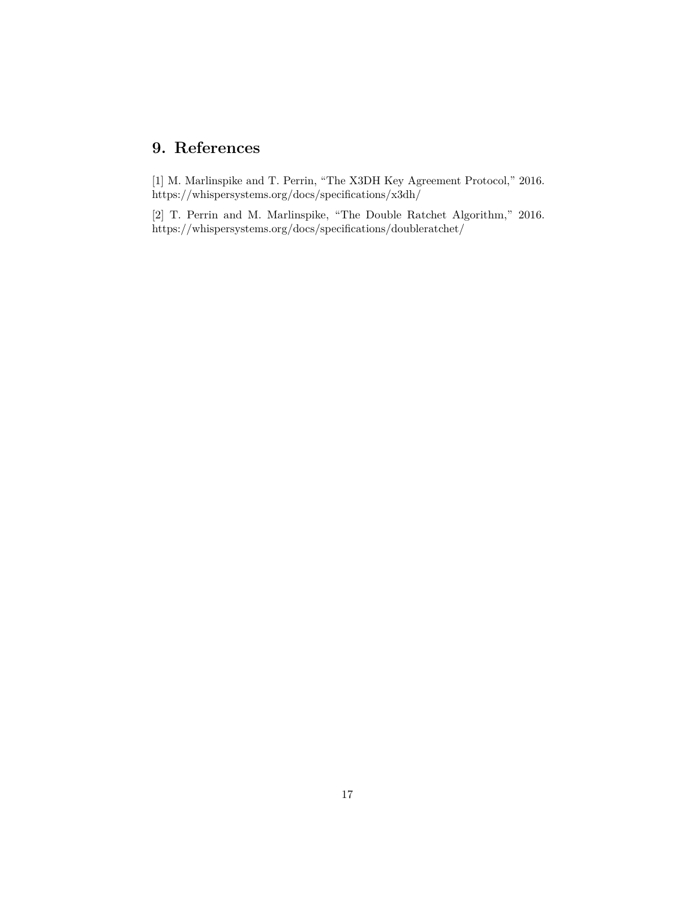## 9. References

[1] M. Marlinspike and T. Perrin, "The X3DH Key Agreement Protocol," 2016. https://whispersystems.org/docs/specifications/x3dh/

[2] T. Perrin and M. Marlinspike, "The Double Ratchet Algorithm," 2016. https://whispersystems.org/docs/specifications/doubleratchet/